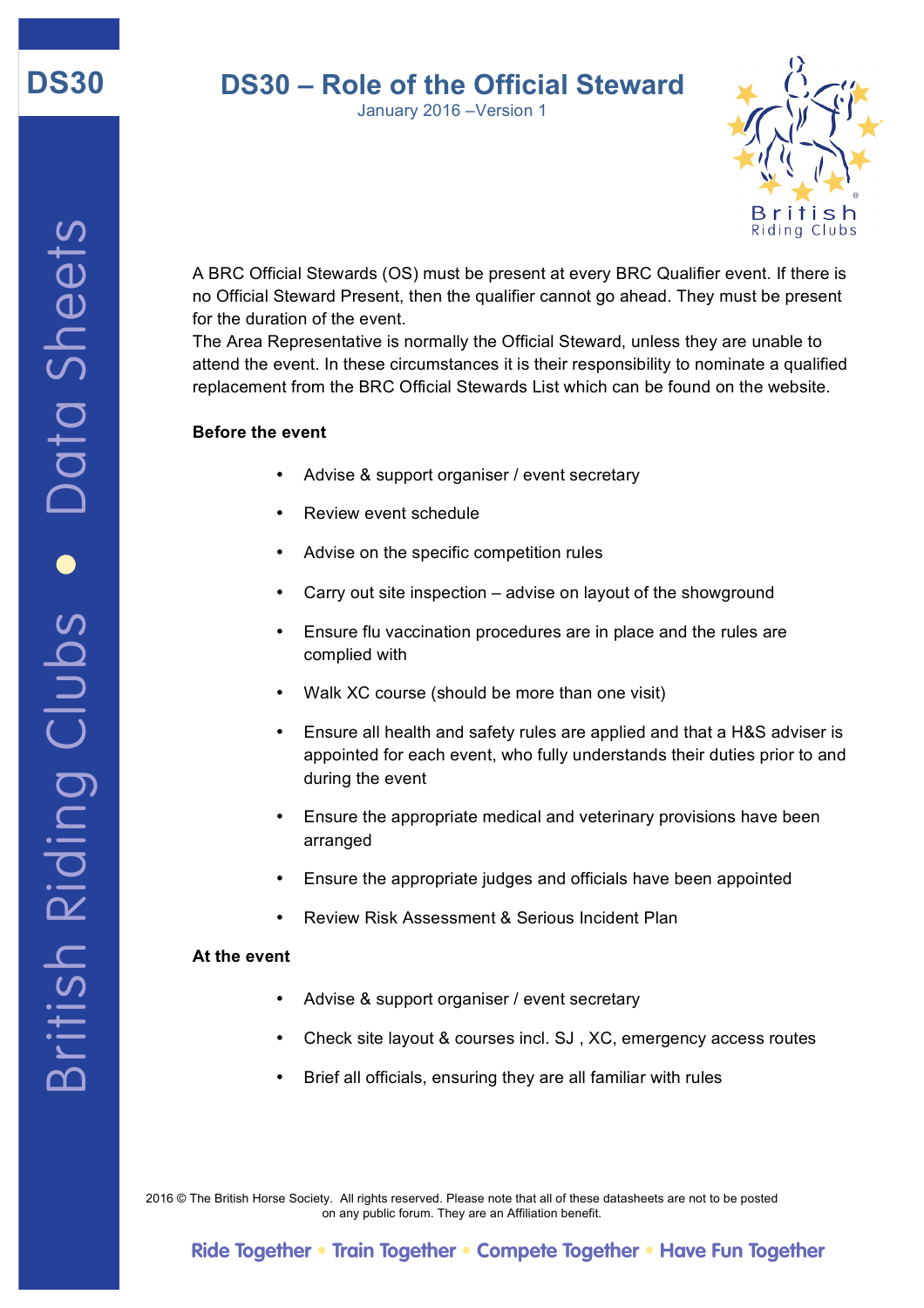# DS30 – Role of the Official Steward

January 2016 –Version 1

A BRC Official Stewards (OS) must be present at every BRC Qualifier event. If there is no Official Steward Present, then the qualifier cannot go ahead. They must be present for the duration of the event.
The Area Representative is normally the Official Steward, unless they are unable to attend the event. In these circumstances it is their responsibility to nominate a qualified replacement from the BRC Official Stewards List which can be found on the website.

**Before the event**

- Advise & support organiser / event secretary
- Review event schedule
- Advise on the specific competition rules
- Carry out site inspection – advise on layout of the showground
- Ensure flu vaccination procedures are in place and the rules are complied with
- Walk XC course (should be more than one visit)
- Ensure all health and safety rules are applied and that a H&S adviser is appointed for each event, who fully understands their duties prior to and during the event
- Ensure the appropriate medical and veterinary provisions have been arranged
- Ensure the appropriate judges and officials have been appointed
- Review Risk Assessment & Serious Incident Plan

**At the event**

- Advise & support organiser / event secretary
- Check site layout & courses incl. SJ , XC, emergency access routes
- Brief all officials, ensuring they are all familiar with rules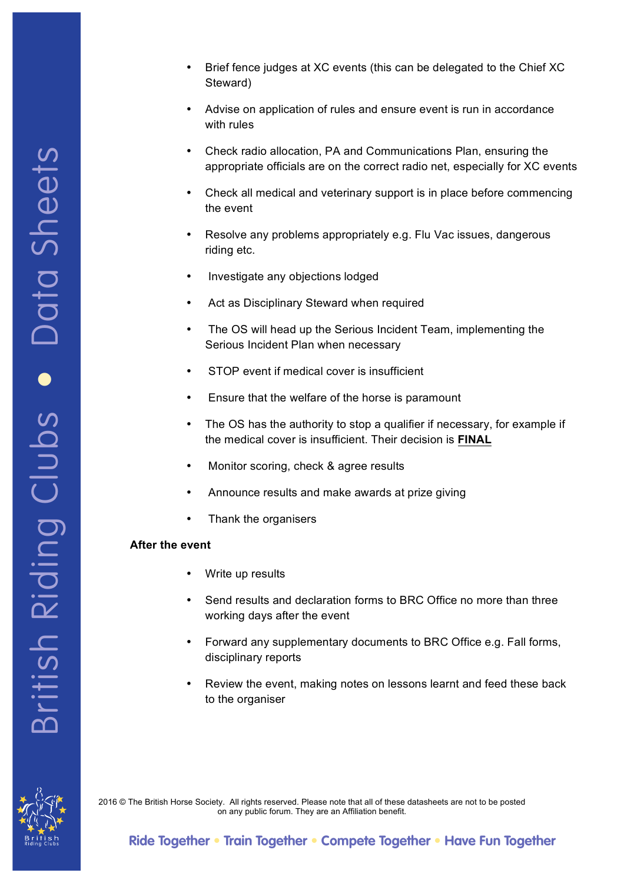- Brief fence judges at XC events (this can be delegated to the Chief XC Steward)
- Advise on application of rules and ensure event is run in accordance with rules
- Check radio allocation, PA and Communications Plan, ensuring the appropriate officials are on the correct radio net, especially for XC events
- Check all medical and veterinary support is in place before commencing the event
- Resolve any problems appropriately e.g. Flu Vac issues, dangerous riding etc.
- Investigate any objections lodged
- Act as Disciplinary Steward when required
- The OS will head up the Serious Incident Team, implementing the Serious Incident Plan when necessary
- STOP event if medical cover is insufficient
- Ensure that the welfare of the horse is paramount
- The OS has the authority to stop a qualifier if necessary, for example if the medical cover is insufficient. Their decision is **FINAL**
- Monitor scoring, check & agree results
- Announce results and make awards at prize giving
- Thank the organisers

**After the event**

- Write up results
- Send results and declaration forms to BRC Office no more than three working days after the event
- Forward any supplementary documents to BRC Office e.g. Fall forms, disciplinary reports
- Review the event, making notes on lessons learnt and feed these back to the organiser

2016 © The British Horse Society. All rights reserved. Please note that all of these datasheets are not to be posted on any public forum. They are an Affiliation benefit.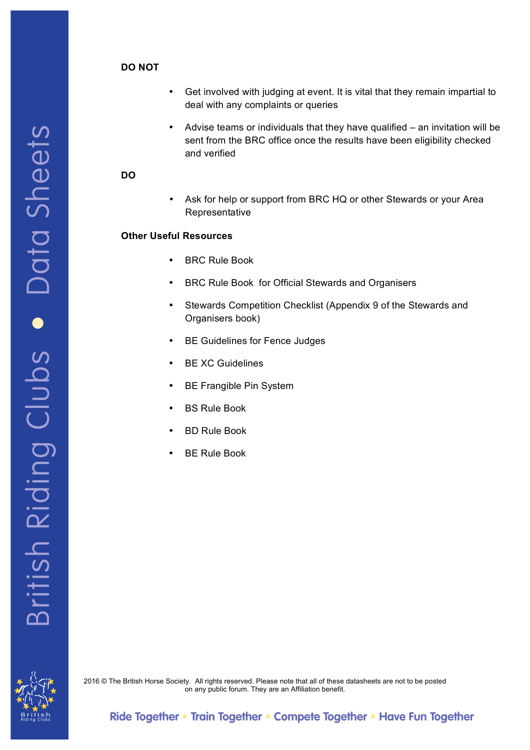**DO NOT**

- Get involved with judging at event. It is vital that they remain impartial to deal with any complaints or queries
- Advise teams or individuals that they have qualified – an invitation will be sent from the BRC office once the results have been eligibility checked and verified

**DO**

- Ask for help or support from BRC HQ or other Stewards or your Area Representative

**Other Useful Resources**

- BRC Rule Book
- BRC Rule Book for Official Stewards and Organisers
- Stewards Competition Checklist (Appendix 9 of the Stewards and Organisers book)
- BE Guidelines for Fence Judges
- BE XC Guidelines
- BE Frangible Pin System
- BS Rule Book
- BD Rule Book
- BE Rule Book

2016 © The British Horse Society. All rights reserved. Please note that all of these datasheets are not to be posted on any public forum. They are an Affiliation benefit.